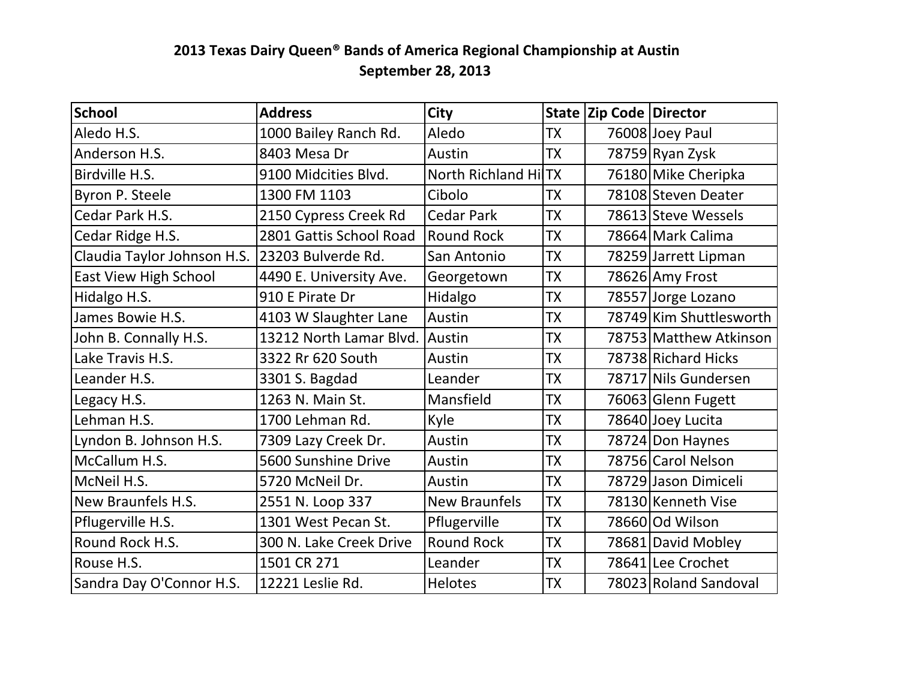**2013 Texas Dairy Queen® Bands of America Regional Championship at Austin**
**September 28, 2013**

| School | Address | City | State | Zip Code | Director |
|---|---|---|---|---|---|
| Aledo H.S. | 1000 Bailey Ranch Rd. | Aledo | TX | 76008 | Joey Paul |
| Anderson H.S. | 8403 Mesa Dr | Austin | TX | 78759 | Ryan Zysk |
| Birdville H.S. | 9100 Midcities Blvd. | North Richland Hi | TX | 76180 | Mike Cheripka |
| Byron P. Steele | 1300 FM 1103 | Cibolo | TX | 78108 | Steven Deater |
| Cedar Park H.S. | 2150 Cypress Creek Rd | Cedar Park | TX | 78613 | Steve Wessels |
| Cedar Ridge H.S. | 2801 Gattis School Road | Round Rock | TX | 78664 | Mark Calima |
| Claudia Taylor Johnson H.S. | 23203 Bulverde Rd. | San Antonio | TX | 78259 | Jarrett Lipman |
| East View High School | 4490 E. University Ave. | Georgetown | TX | 78626 | Amy Frost |
| Hidalgo H.S. | 910 E Pirate Dr | Hidalgo | TX | 78557 | Jorge Lozano |
| James Bowie H.S. | 4103 W Slaughter Lane | Austin | TX | 78749 | Kim Shuttlesworth |
| John B. Connally H.S. | 13212 North Lamar Blvd. | Austin | TX | 78753 | Matthew Atkinson |
| Lake Travis H.S. | 3322 Rr 620 South | Austin | TX | 78738 | Richard Hicks |
| Leander H.S. | 3301 S. Bagdad | Leander | TX | 78717 | Nils Gundersen |
| Legacy H.S. | 1263 N. Main St. | Mansfield | TX | 76063 | Glenn Fugett |
| Lehman H.S. | 1700 Lehman Rd. | Kyle | TX | 78640 | Joey Lucita |
| Lyndon B. Johnson H.S. | 7309 Lazy Creek Dr. | Austin | TX | 78724 | Don Haynes |
| McCallum H.S. | 5600 Sunshine Drive | Austin | TX | 78756 | Carol Nelson |
| McNeil H.S. | 5720 McNeil Dr. | Austin | TX | 78729 | Jason Dimiceli |
| New Braunfels H.S. | 2551 N. Loop 337 | New Braunfels | TX | 78130 | Kenneth Vise |
| Pflugerville H.S. | 1301 West Pecan St. | Pflugerville | TX | 78660 | Od Wilson |
| Round Rock H.S. | 300 N. Lake Creek Drive | Round Rock | TX | 78681 | David Mobley |
| Rouse H.S. | 1501 CR 271 | Leander | TX | 78641 | Lee Crochet |
| Sandra Day O'Connor H.S. | 12221 Leslie Rd. | Helotes | TX | 78023 | Roland Sandoval |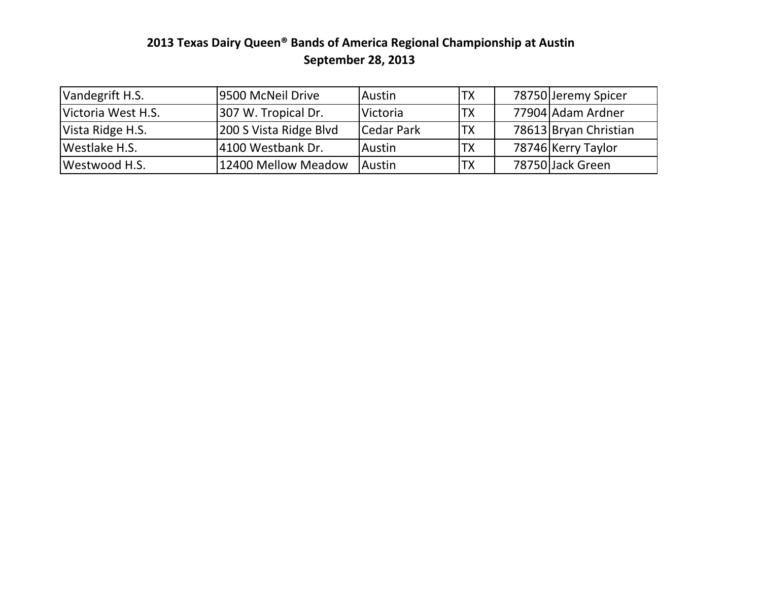**2013 Texas Dairy Queen® Bands of America Regional Championship at Austin**
**September 28, 2013**

| | | | | | |
|---|---|---|---|---|---|
| Vandegrift H.S. | 9500 McNeil Drive | Austin | TX | 78750 | Jeremy Spicer |
| Victoria West H.S. | 307 W. Tropical Dr. | Victoria | TX | 77904 | Adam Ardner |
| Vista Ridge H.S. | 200 S Vista Ridge Blvd | Cedar Park | TX | 78613 | Bryan Christian |
| Westlake H.S. | 4100 Westbank Dr. | Austin | TX | 78746 | Kerry Taylor |
| Westwood H.S. | 12400 Mellow Meadow | Austin | TX | 78750 | Jack Green |